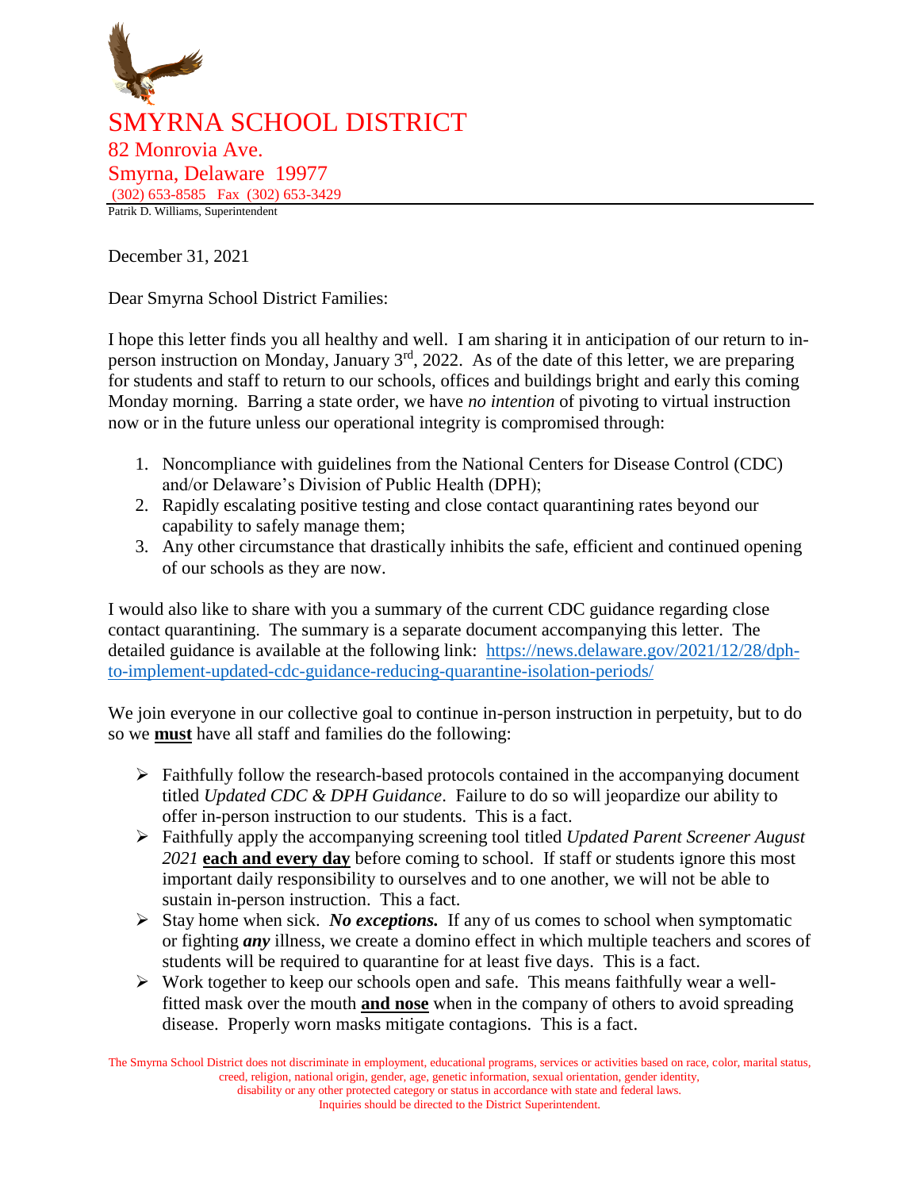# SMYRNA SCHOOL DISTRICT

82 Monrovia Ave.
Smyrna, Delaware 19977
(302) 653-8585 Fax (302) 653-3429

Patrik D. Williams, Superintendent

December 31, 2021

Dear Smyrna School District Families:

I hope this letter finds you all healthy and well. I am sharing it in anticipation of our return to in-person instruction on Monday, January 3rd, 2022. As of the date of this letter, we are preparing for students and staff to return to our schools, offices and buildings bright and early this coming Monday morning. Barring a state order, we have *no intention* of pivoting to virtual instruction now or in the future unless our operational integrity is compromised through:

1. Noncompliance with guidelines from the National Centers for Disease Control (CDC) and/or Delaware's Division of Public Health (DPH);
2. Rapidly escalating positive testing and close contact quarantining rates beyond our capability to safely manage them;
3. Any other circumstance that drastically inhibits the safe, efficient and continued opening of our schools as they are now.

I would also like to share with you a summary of the current CDC guidance regarding close contact quarantining. The summary is a separate document accompanying this letter. The detailed guidance is available at the following link: [https://news.delaware.gov/2021/12/28/dph-to-implement-updated-cdc-guidance-reducing-quarantine-isolation-periods/](https://news.delaware.gov/2021/12/28/dph-to-implement-updated-cdc-guidance-reducing-quarantine-isolation-periods/)

We join everyone in our collective goal to continue in-person instruction in perpetuity, but to do so we **must** have all staff and families do the following:

- Faithfully follow the research-based protocols contained in the accompanying document titled *Updated CDC & DPH Guidance*. Failure to do so will jeopardize our ability to offer in-person instruction to our students. This is a fact.
- Faithfully apply the accompanying screening tool titled *Updated Parent Screener August 2021* **each and every day** before coming to school. If staff or students ignore this most important daily responsibility to ourselves and to one another, we will not be able to sustain in-person instruction. This a fact.
- Stay home when sick. ***No exceptions.*** If any of us comes to school when symptomatic or fighting ***any*** illness, we create a domino effect in which multiple teachers and scores of students will be required to quarantine for at least five days. This is a fact.
- Work together to keep our schools open and safe. This means faithfully wear a well-fitted mask over the mouth **and nose** when in the company of others to avoid spreading disease. Properly worn masks mitigate contagions. This is a fact.

The Smyrna School District does not discriminate in employment, educational programs, services or activities based on race, color, marital status, creed, religion, national origin, gender, age, genetic information, sexual orientation, gender identity, disability or any other protected category or status in accordance with state and federal laws. Inquiries should be directed to the District Superintendent.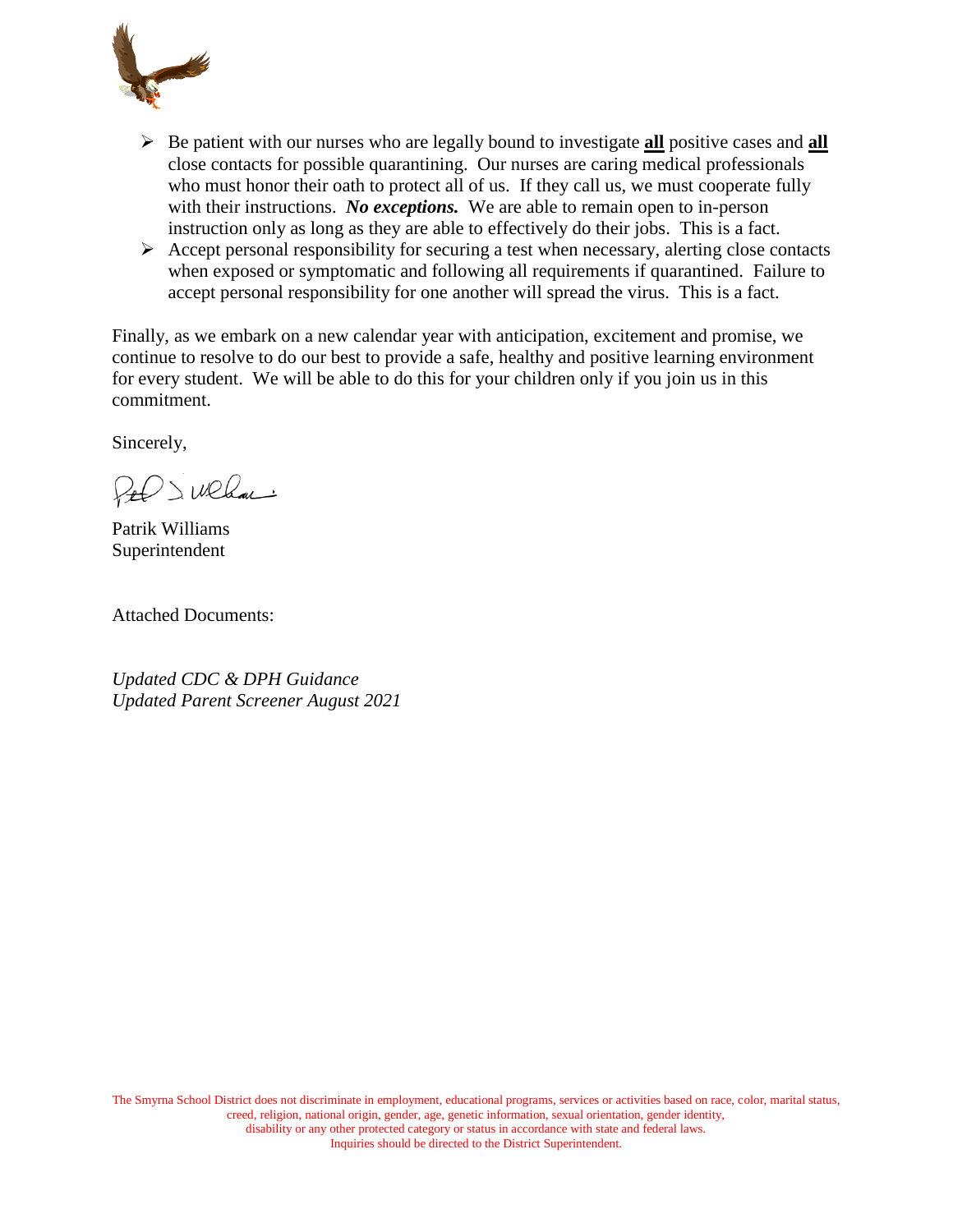- Be patient with our nurses who are legally bound to investigate **all** positive cases and **all** close contacts for possible quarantining. Our nurses are caring medical professionals who must honor their oath to protect all of us. If they call us, we must cooperate fully with their instructions. ***No exceptions.*** We are able to remain open to in-person instruction only as long as they are able to effectively do their jobs. This is a fact.
- Accept personal responsibility for securing a test when necessary, alerting close contacts when exposed or symptomatic and following all requirements if quarantined. Failure to accept personal responsibility for one another will spread the virus. This is a fact.

Finally, as we embark on a new calendar year with anticipation, excitement and promise, we continue to resolve to do our best to provide a safe, healthy and positive learning environment for every student. We will be able to do this for your children only if you join us in this commitment.

Sincerely,

Patrik Williams
Superintendent

Attached Documents:

*Updated CDC & DPH Guidance*
*Updated Parent Screener August 2021*

The Smyrna School District does not discriminate in employment, educational programs, services or activities based on race, color, marital status, creed, religion, national origin, gender, age, genetic information, sexual orientation, gender identity, disability or any other protected category or status in accordance with state and federal laws. Inquiries should be directed to the District Superintendent.